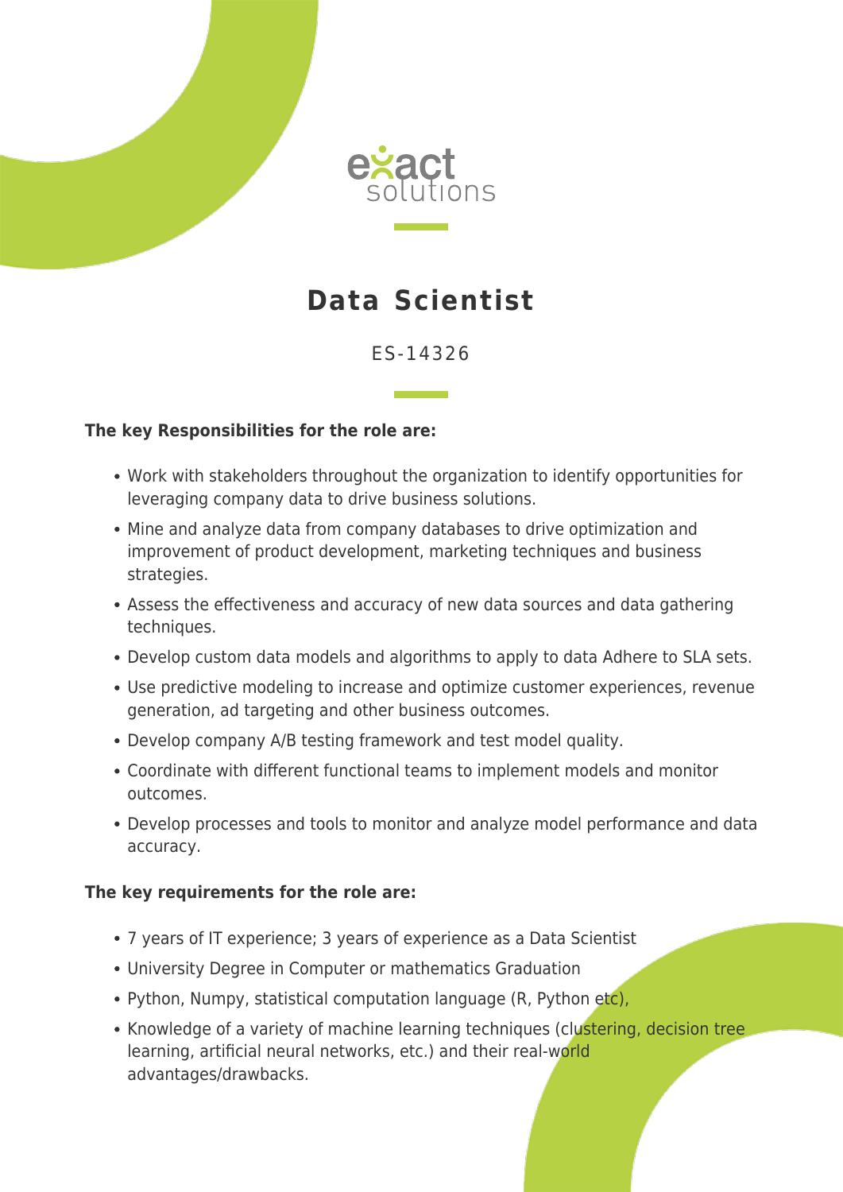exact solutions

# Data Scientist

ES-14326

**The key Responsibilities for the role are:**

- Work with stakeholders throughout the organization to identify opportunities for leveraging company data to drive business solutions.
- Mine and analyze data from company databases to drive optimization and improvement of product development, marketing techniques and business strategies.
- Assess the effectiveness and accuracy of new data sources and data gathering techniques.
- Develop custom data models and algorithms to apply to data Adhere to SLA sets.
- Use predictive modeling to increase and optimize customer experiences, revenue generation, ad targeting and other business outcomes.
- Develop company A/B testing framework and test model quality.
- Coordinate with different functional teams to implement models and monitor outcomes.
- Develop processes and tools to monitor and analyze model performance and data accuracy.

**The key requirements for the role are:**

- 7 years of IT experience; 3 years of experience as a Data Scientist
- University Degree in Computer or mathematics Graduation
- Python, Numpy, statistical computation language (R, Python etc),
- Knowledge of a variety of machine learning techniques (clustering, decision tree learning, artificial neural networks, etc.) and their real-world advantages/drawbacks.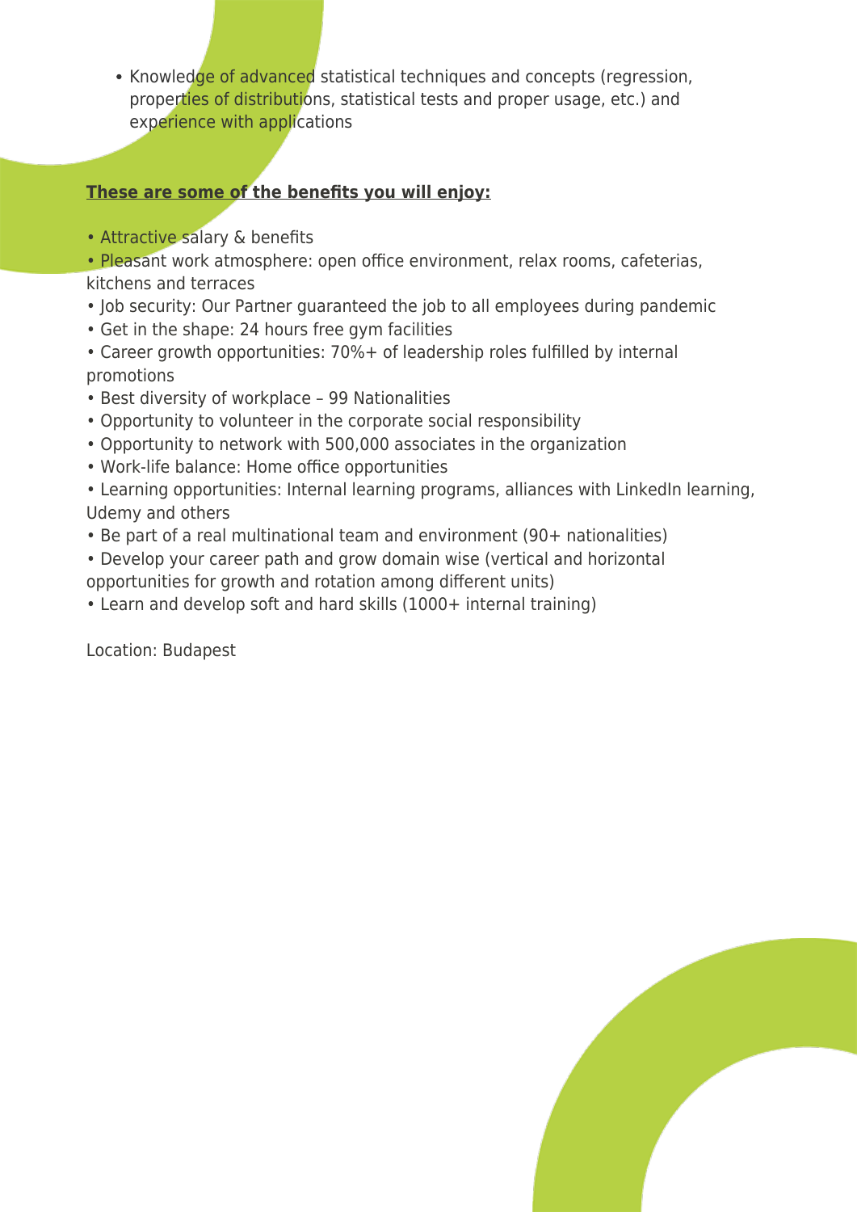- Knowledge of advanced statistical techniques and concepts (regression, properties of distributions, statistical tests and proper usage, etc.) and experience with applications

**These are some of the benefits you will enjoy:**

• Attractive salary & benefits
• Pleasant work atmosphere: open office environment, relax rooms, cafeterias, kitchens and terraces
• Job security: Our Partner guaranteed the job to all employees during pandemic
• Get in the shape: 24 hours free gym facilities
• Career growth opportunities: 70%+ of leadership roles fulfilled by internal promotions
• Best diversity of workplace – 99 Nationalities
• Opportunity to volunteer in the corporate social responsibility
• Opportunity to network with 500,000 associates in the organization
• Work-life balance: Home office opportunities
• Learning opportunities: Internal learning programs, alliances with LinkedIn learning, Udemy and others
• Be part of a real multinational team and environment (90+ nationalities)
• Develop your career path and grow domain wise (vertical and horizontal opportunities for growth and rotation among different units)
• Learn and develop soft and hard skills (1000+ internal training)

Location: Budapest